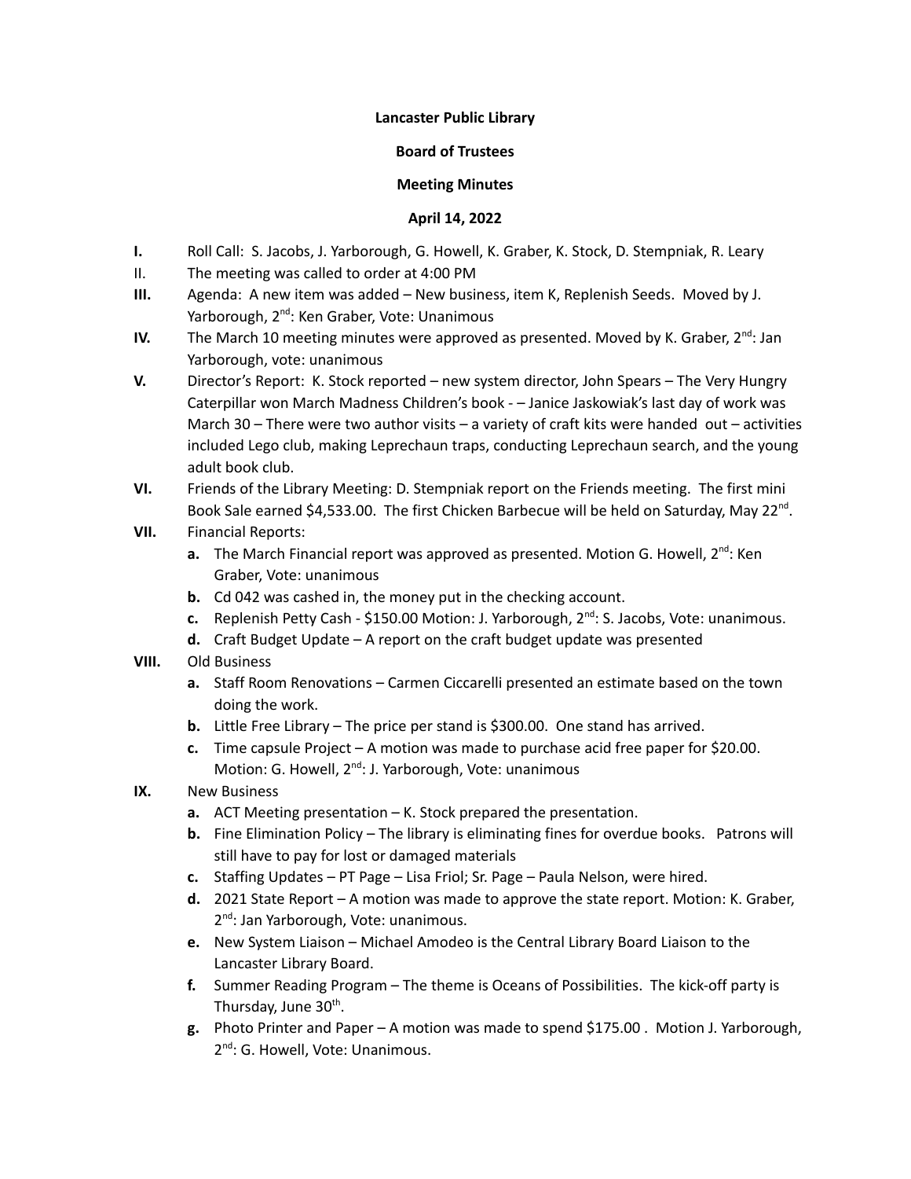**Lancaster Public Library**

**Board of Trustees**

**Meeting Minutes**

**April 14, 2022**

**I.** Roll Call: S. Jacobs, J. Yarborough, G. Howell, K. Graber, K. Stock, D. Stempniak, R. Leary

II. The meeting was called to order at 4:00 PM

**III.** Agenda: A new item was added – New business, item K, Replenish Seeds. Moved by J. Yarborough, 2nd: Ken Graber, Vote: Unanimous

**IV.** The March 10 meeting minutes were approved as presented. Moved by K. Graber, 2nd: Jan Yarborough, vote: unanimous

**V.** Director's Report: K. Stock reported – new system director, John Spears – The Very Hungry Caterpillar won March Madness Children's book - – Janice Jaskowiak's last day of work was March 30 – There were two author visits – a variety of craft kits were handed out – activities included Lego club, making Leprechaun traps, conducting Leprechaun search, and the young adult book club.

**VI.** Friends of the Library Meeting: D. Stempniak report on the Friends meeting. The first mini Book Sale earned $4,533.00. The first Chicken Barbecue will be held on Saturday, May 22nd.

**VII.** Financial Reports:

- **a.** The March Financial report was approved as presented. Motion G. Howell, 2nd: Ken Graber, Vote: unanimous
- **b.** Cd 042 was cashed in, the money put in the checking account.
- **c.** Replenish Petty Cash - $150.00 Motion: J. Yarborough, 2nd: S. Jacobs, Vote: unanimous.
- **d.** Craft Budget Update – A report on the craft budget update was presented

**VIII.** Old Business

- **a.** Staff Room Renovations – Carmen Ciccarelli presented an estimate based on the town doing the work.
- **b.** Little Free Library – The price per stand is $300.00. One stand has arrived.
- **c.** Time capsule Project – A motion was made to purchase acid free paper for $20.00. Motion: G. Howell, 2nd: J. Yarborough, Vote: unanimous

**IX.** New Business

- **a.** ACT Meeting presentation – K. Stock prepared the presentation.
- **b.** Fine Elimination Policy – The library is eliminating fines for overdue books. Patrons will still have to pay for lost or damaged materials
- **c.** Staffing Updates – PT Page – Lisa Friol; Sr. Page – Paula Nelson, were hired.
- **d.** 2021 State Report – A motion was made to approve the state report. Motion: K. Graber, 2nd: Jan Yarborough, Vote: unanimous.
- **e.** New System Liaison – Michael Amodeo is the Central Library Board Liaison to the Lancaster Library Board.
- **f.** Summer Reading Program – The theme is Oceans of Possibilities. The kick-off party is Thursday, June 30th.
- **g.** Photo Printer and Paper – A motion was made to spend $175.00 . Motion J. Yarborough, 2nd: G. Howell, Vote: Unanimous.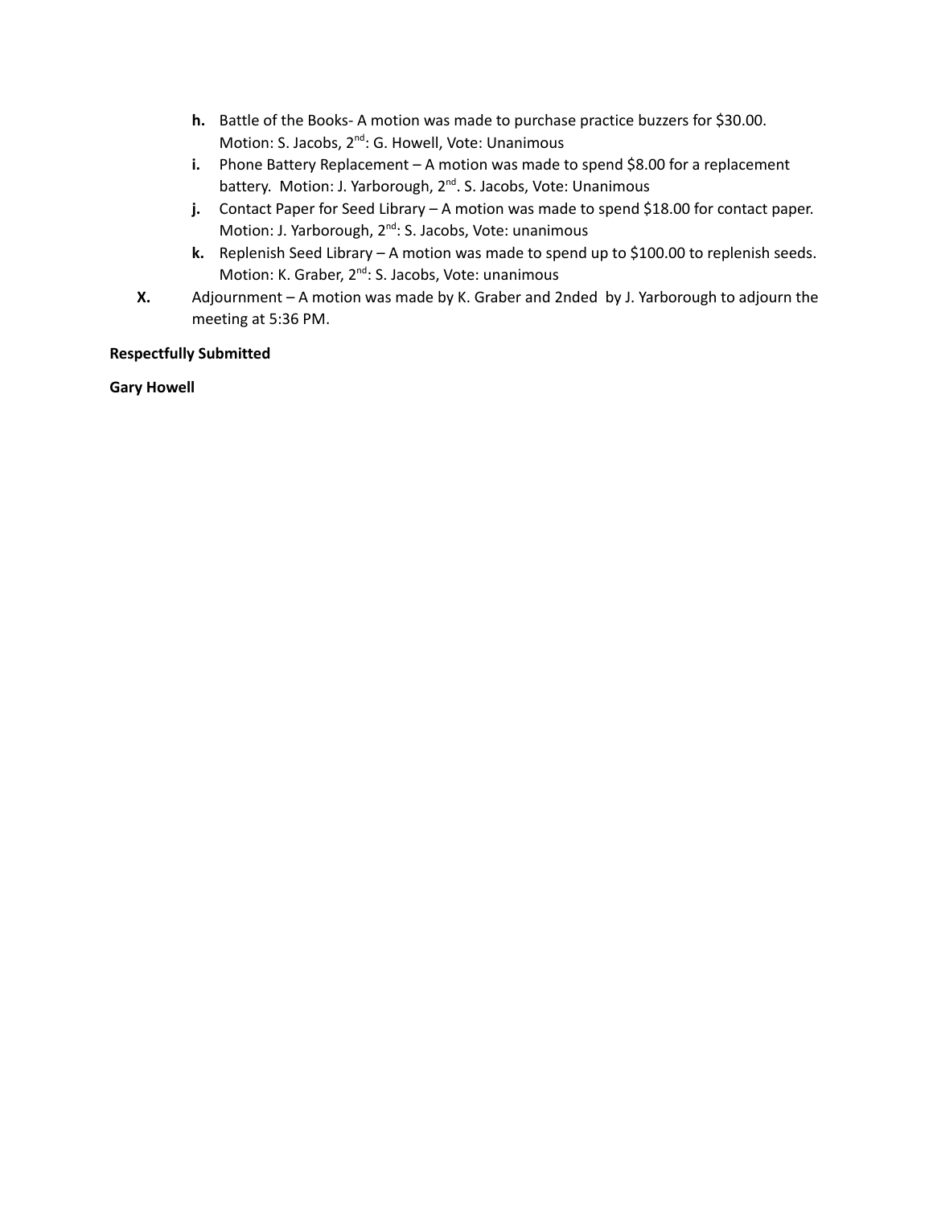h. Battle of the Books- A motion was made to purchase practice buzzers for $30.00. Motion: S. Jacobs, 2nd: G. Howell, Vote: Unanimous
i. Phone Battery Replacement – A motion was made to spend $8.00 for a replacement battery. Motion: J. Yarborough, 2nd. S. Jacobs, Vote: Unanimous
j. Contact Paper for Seed Library – A motion was made to spend $18.00 for contact paper. Motion: J. Yarborough, 2nd: S. Jacobs, Vote: unanimous
k. Replenish Seed Library – A motion was made to spend up to $100.00 to replenish seeds. Motion: K. Graber, 2nd: S. Jacobs, Vote: unanimous

X. Adjournment – A motion was made by K. Graber and 2nded by J. Yarborough to adjourn the meeting at 5:36 PM.

**Respectfully Submitted**

**Gary Howell**